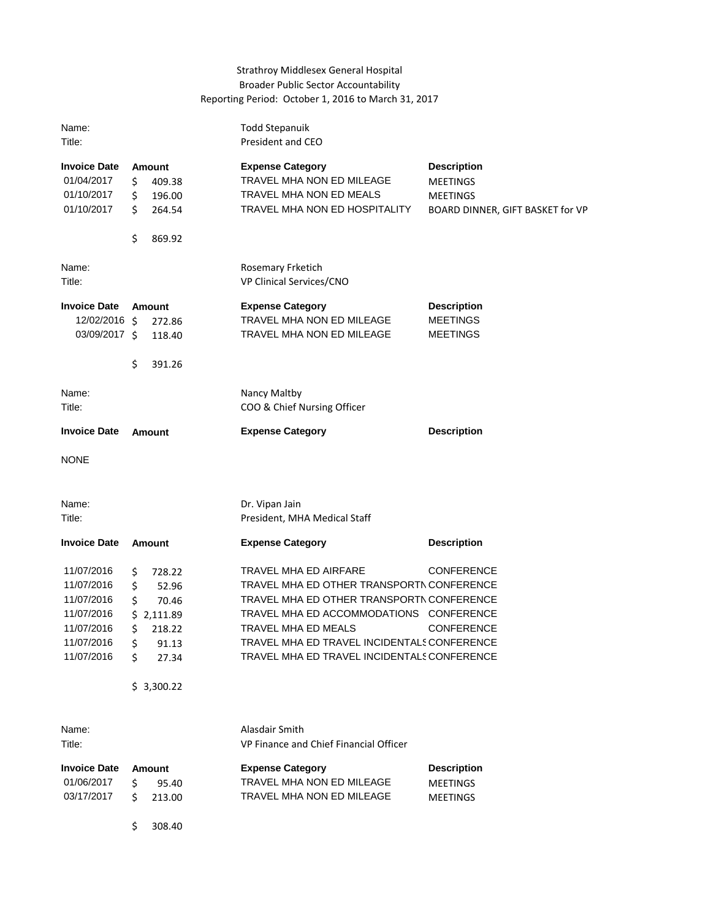Strathroy Middlesex General Hospital
Broader Public Sector Accountability
Reporting Period: October 1, 2016 to March 31, 2017

Name: Todd Stepanuik
Title: President and CEO

| Invoice Date | Amount | Expense Category | Description |
|---|---|---|---|
| 01/04/2017 | $ 409.38 | TRAVEL MHA NON ED MILEAGE | MEETINGS |
| 01/10/2017 | $ 196.00 | TRAVEL MHA NON ED MEALS | MEETINGS |
| 01/10/2017 | $ 264.54 | TRAVEL MHA NON ED HOSPITALITY | BOARD DINNER, GIFT BASKET for VP |
| | $ 869.92 | | |

Name: Rosemary Frketich
Title: VP Clinical Services/CNO

| Invoice Date | Amount | Expense Category | Description |
|---|---|---|---|
| 12/02/2016 | $ 272.86 | TRAVEL MHA NON ED MILEAGE | MEETINGS |
| 03/09/2017 | $ 118.40 | TRAVEL MHA NON ED MILEAGE | MEETINGS |
| | $ 391.26 | | |

Name: Nancy Maltby
Title: COO & Chief Nursing Officer

| Invoice Date | Amount | Expense Category | Description |
|---|---|---|---|
| NONE | | | |

Name: Dr. Vipan Jain
Title: President, MHA Medical Staff

| Invoice Date | Amount | Expense Category | Description |
|---|---|---|---|
| 11/07/2016 | $ 728.22 | TRAVEL MHA ED AIRFARE | CONFERENCE |
| 11/07/2016 | $ 52.96 | TRAVEL MHA ED OTHER TRANSPORTN | CONFERENCE |
| 11/07/2016 | $ 70.46 | TRAVEL MHA ED OTHER TRANSPORTN | CONFERENCE |
| 11/07/2016 | $ 2,111.89 | TRAVEL MHA ED ACCOMMODATIONS | CONFERENCE |
| 11/07/2016 | $ 218.22 | TRAVEL MHA ED MEALS | CONFERENCE |
| 11/07/2016 | $ 91.13 | TRAVEL MHA ED TRAVEL INCIDENTALS | CONFERENCE |
| 11/07/2016 | $ 27.34 | TRAVEL MHA ED TRAVEL INCIDENTALS | CONFERENCE |
| | $ 3,300.22 | | |

Name: Alasdair Smith
Title: VP Finance and Chief Financial Officer

| Invoice Date | Amount | Expense Category | Description |
|---|---|---|---|
| 01/06/2017 | $ 95.40 | TRAVEL MHA NON ED MILEAGE | MEETINGS |
| 03/17/2017 | $ 213.00 | TRAVEL MHA NON ED MILEAGE | MEETINGS |
| | $ 308.40 | | |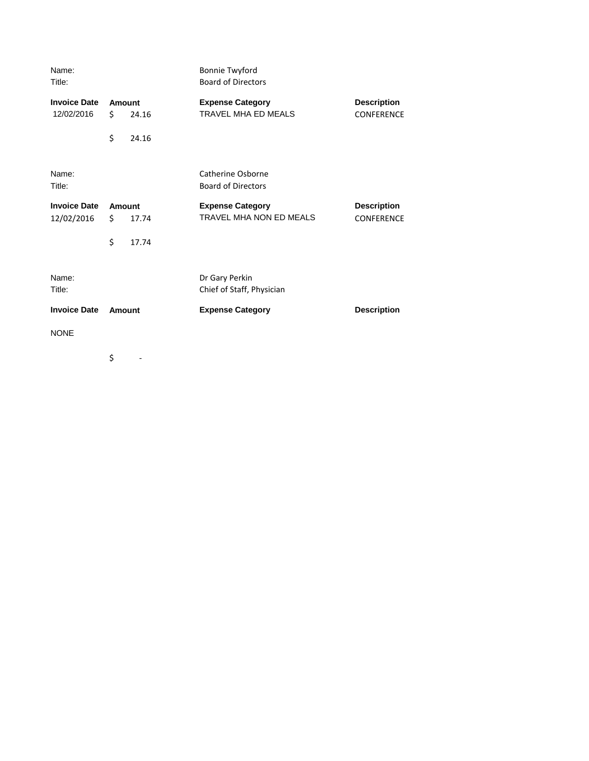Name: Bonnie Twyford

Title: Board of Directors

| Invoice Date | Amount | Expense Category | Description |
|---|---|---|---|
| 12/02/2016 | $ 24.16 | TRAVEL MHA ED MEALS | CONFERENCE |
| | $ 24.16 | | |

Name: Catherine Osborne

Title: Board of Directors

| Invoice Date | Amount | Expense Category | Description |
|---|---|---|---|
| 12/02/2016 | $ 17.74 | TRAVEL MHA NON ED MEALS | CONFERENCE |
| | $ 17.74 | | |

Name: Dr Gary Perkin

Title: Chief of Staff, Physician

| Invoice Date | Amount | Expense Category | Description |
|---|---|---|---|
| NONE | | | |
| | $ - | | |